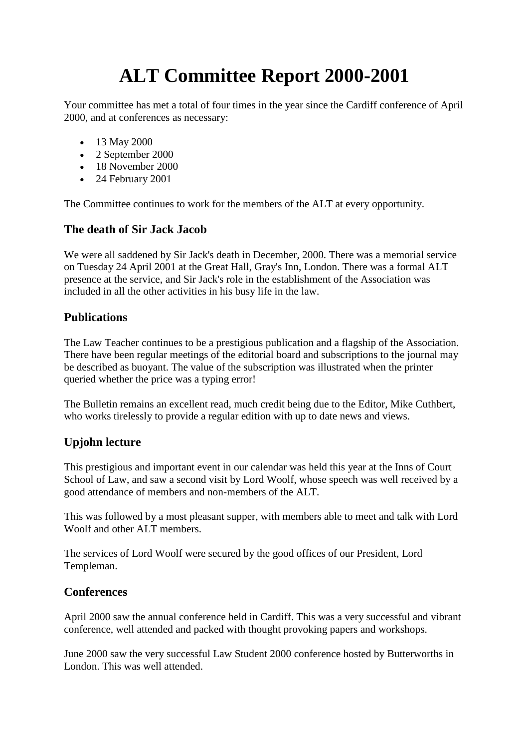# ALT Committee Report 2000-2001

Your committee has met a total of four times in the year since the Cardiff conference of April 2000, and at conferences as necessary:

- 13 May 2000
- 2 September 2000
- 18 November 2000
- 24 February 2001

The Committee continues to work for the members of the ALT at every opportunity.

### The death of Sir Jack Jacob

We were all saddened by Sir Jack's death in December, 2000. There was a memorial service on Tuesday 24 April 2001 at the Great Hall, Gray's Inn, London. There was a formal ALT presence at the service, and Sir Jack's role in the establishment of the Association was included in all the other activities in his busy life in the law.

### Publications

The Law Teacher continues to be a prestigious publication and a flagship of the Association. There have been regular meetings of the editorial board and subscriptions to the journal may be described as buoyant. The value of the subscription was illustrated when the printer queried whether the price was a typing error!

The Bulletin remains an excellent read, much credit being due to the Editor, Mike Cuthbert, who works tirelessly to provide a regular edition with up to date news and views.

### Upjohn lecture

This prestigious and important event in our calendar was held this year at the Inns of Court School of Law, and saw a second visit by Lord Woolf, whose speech was well received by a good attendance of members and non-members of the ALT.

This was followed by a most pleasant supper, with members able to meet and talk with Lord Woolf and other ALT members.

The services of Lord Woolf were secured by the good offices of our President, Lord Templeman.

### Conferences

April 2000 saw the annual conference held in Cardiff. This was a very successful and vibrant conference, well attended and packed with thought provoking papers and workshops.

June 2000 saw the very successful Law Student 2000 conference hosted by Butterworths in London. This was well attended.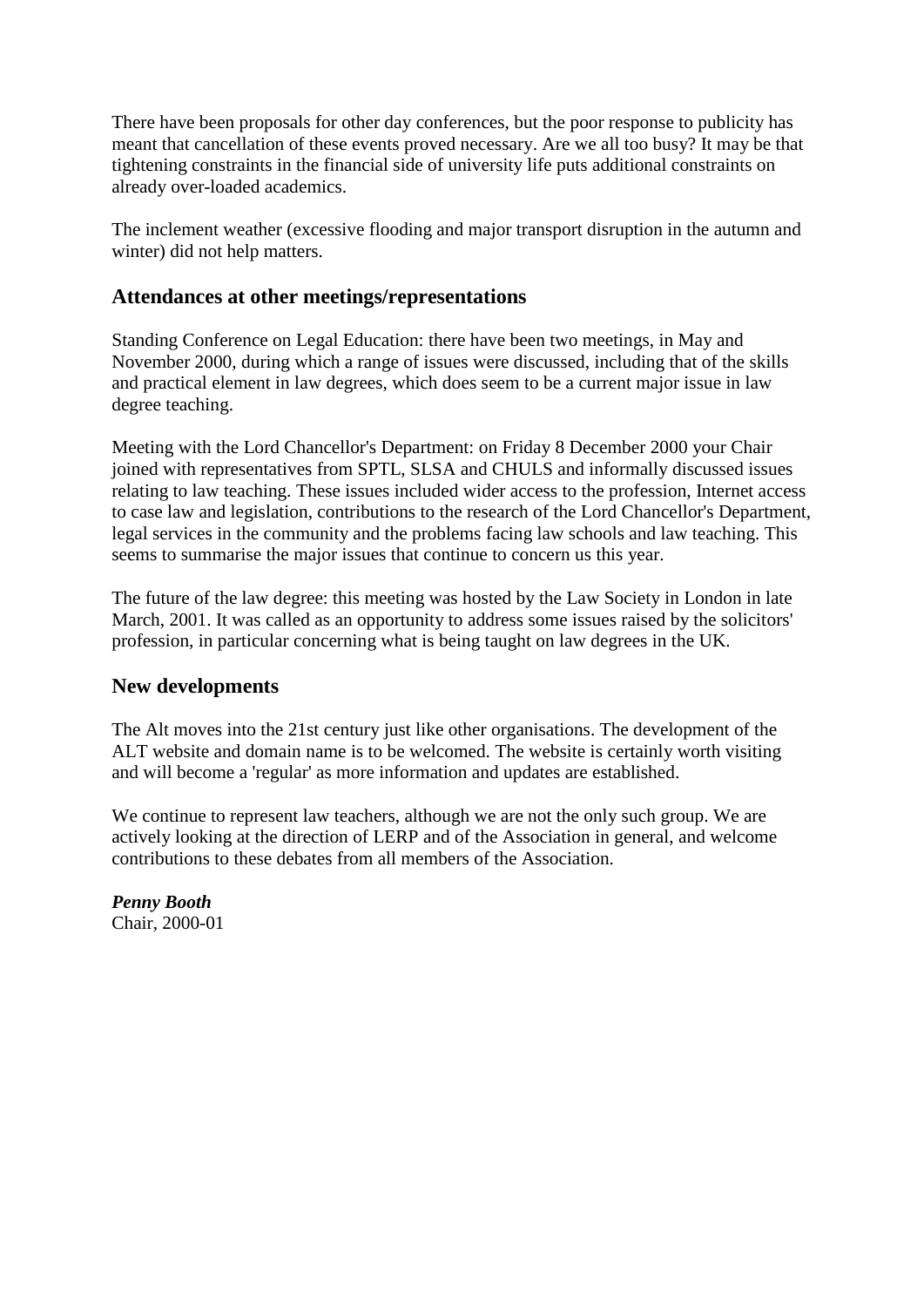There have been proposals for other day conferences, but the poor response to publicity has meant that cancellation of these events proved necessary. Are we all too busy? It may be that tightening constraints in the financial side of university life puts additional constraints on already over-loaded academics.

The inclement weather (excessive flooding and major transport disruption in the autumn and winter) did not help matters.

## Attendances at other meetings/representations

Standing Conference on Legal Education: there have been two meetings, in May and November 2000, during which a range of issues were discussed, including that of the skills and practical element in law degrees, which does seem to be a current major issue in law degree teaching.

Meeting with the Lord Chancellor's Department: on Friday 8 December 2000 your Chair joined with representatives from SPTL, SLSA and CHULS and informally discussed issues relating to law teaching. These issues included wider access to the profession, Internet access to case law and legislation, contributions to the research of the Lord Chancellor's Department, legal services in the community and the problems facing law schools and law teaching. This seems to summarise the major issues that continue to concern us this year.

The future of the law degree: this meeting was hosted by the Law Society in London in late March, 2001. It was called as an opportunity to address some issues raised by the solicitors' profession, in particular concerning what is being taught on law degrees in the UK.

## New developments

The Alt moves into the 21st century just like other organisations. The development of the ALT website and domain name is to be welcomed. The website is certainly worth visiting and will become a 'regular' as more information and updates are established.

We continue to represent law teachers, although we are not the only such group. We are actively looking at the direction of LERP and of the Association in general, and welcome contributions to these debates from all members of the Association.

***Penny Booth***
Chair, 2000-01